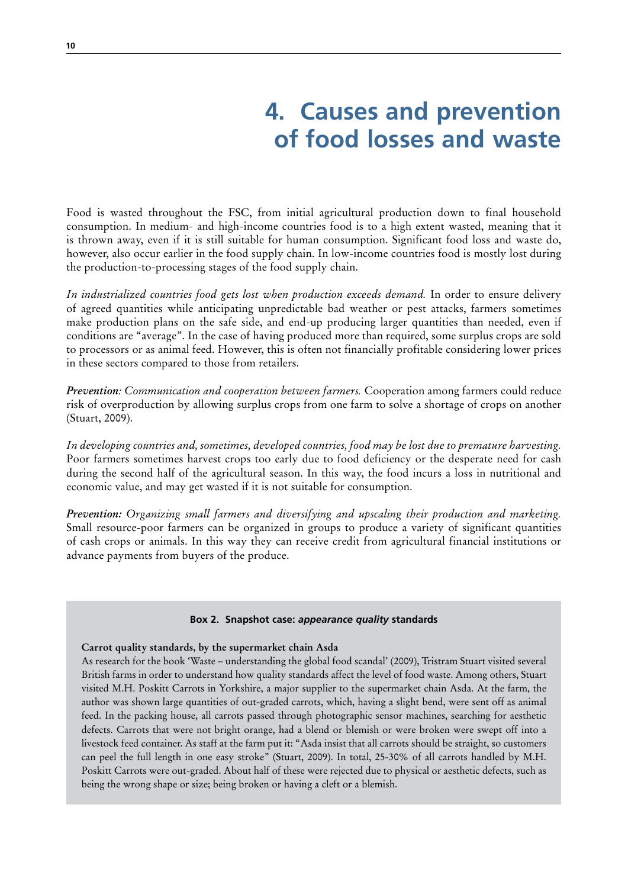# 4. Causes and prevention of food losses and waste

Food is wasted throughout the FSC, from initial agricultural production down to final household consumption. In medium- and high-income countries food is to a high extent wasted, meaning that it is thrown away, even if it is still suitable for human consumption. Significant food loss and waste do, however, also occur earlier in the food supply chain. In low-income countries food is mostly lost during the production-to-processing stages of the food supply chain.

*In industrialized countries food gets lost when production exceeds demand.* In order to ensure delivery of agreed quantities while anticipating unpredictable bad weather or pest attacks, farmers sometimes make production plans on the safe side, and end-up producing larger quantities than needed, even if conditions are "average". In the case of having produced more than required, some surplus crops are sold to processors or as animal feed. However, this is often not financially profitable considering lower prices in these sectors compared to those from retailers.

***Prevention**: Communication and cooperation between farmers.* Cooperation among farmers could reduce risk of overproduction by allowing surplus crops from one farm to solve a shortage of crops on another (Stuart, 2009).

*In developing countries and, sometimes, developed countries, food may be lost due to premature harvesting.* Poor farmers sometimes harvest crops too early due to food deficiency or the desperate need for cash during the second half of the agricultural season. In this way, the food incurs a loss in nutritional and economic value, and may get wasted if it is not suitable for consumption.

***Prevention:** Organizing small farmers and diversifying and upscaling their production and marketing.* Small resource-poor farmers can be organized in groups to produce a variety of significant quantities of cash crops or animals. In this way they can receive credit from agricultural financial institutions or advance payments from buyers of the produce.

**Box 2. Snapshot case: *appearance quality* standards**

**Carrot quality standards, by the supermarket chain Asda**

As research for the book 'Waste – understanding the global food scandal' (2009), Tristram Stuart visited several British farms in order to understand how quality standards affect the level of food waste. Among others, Stuart visited M.H. Poskitt Carrots in Yorkshire, a major supplier to the supermarket chain Asda. At the farm, the author was shown large quantities of out-graded carrots, which, having a slight bend, were sent off as animal feed. In the packing house, all carrots passed through photographic sensor machines, searching for aesthetic defects. Carrots that were not bright orange, had a blend or blemish or were broken were swept off into a livestock feed container. As staff at the farm put it: "Asda insist that all carrots should be straight, so customers can peel the full length in one easy stroke" (Stuart, 2009). In total, 25-30% of all carrots handled by M.H. Poskitt Carrots were out-graded. About half of these were rejected due to physical or aesthetic defects, such as being the wrong shape or size; being broken or having a cleft or a blemish.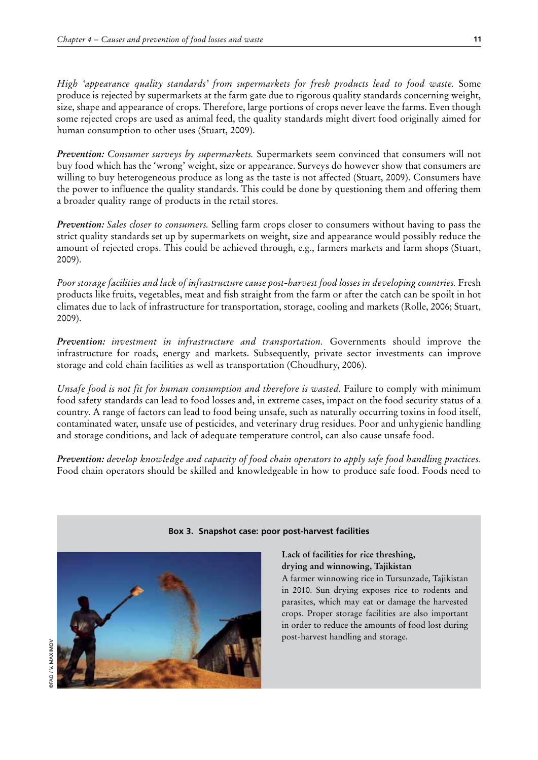*High 'appearance quality standards' from supermarkets for fresh products lead to food waste.* Some produce is rejected by supermarkets at the farm gate due to rigorous quality standards concerning weight, size, shape and appearance of crops. Therefore, large portions of crops never leave the farms. Even though some rejected crops are used as animal feed, the quality standards might divert food originally aimed for human consumption to other uses (Stuart, 2009).

***Prevention:*** *Consumer surveys by supermarkets.* Supermarkets seem convinced that consumers will not buy food which has the 'wrong' weight, size or appearance. Surveys do however show that consumers are willing to buy heterogeneous produce as long as the taste is not affected (Stuart, 2009). Consumers have the power to influence the quality standards. This could be done by questioning them and offering them a broader quality range of products in the retail stores.

***Prevention:*** *Sales closer to consumers.* Selling farm crops closer to consumers without having to pass the strict quality standards set up by supermarkets on weight, size and appearance would possibly reduce the amount of rejected crops. This could be achieved through, e.g., farmers markets and farm shops (Stuart, 2009).

*Poor storage facilities and lack of infrastructure cause post-harvest food losses in developing countries.* Fresh products like fruits, vegetables, meat and fish straight from the farm or after the catch can be spoilt in hot climates due to lack of infrastructure for transportation, storage, cooling and markets (Rolle, 2006; Stuart, 2009).

***Prevention:*** *investment in infrastructure and transportation.* Governments should improve the infrastructure for roads, energy and markets. Subsequently, private sector investments can improve storage and cold chain facilities as well as transportation (Choudhury, 2006).

*Unsafe food is not fit for human consumption and therefore is wasted.* Failure to comply with minimum food safety standards can lead to food losses and, in extreme cases, impact on the food security status of a country. A range of factors can lead to food being unsafe, such as naturally occurring toxins in food itself, contaminated water, unsafe use of pesticides, and veterinary drug residues. Poor and unhygienic handling and storage conditions, and lack of adequate temperature control, can also cause unsafe food.

***Prevention:*** *develop knowledge and capacity of food chain operators to apply safe food handling practices.* Food chain operators should be skilled and knowledgeable in how to produce safe food. Foods need to

**Box 3. Snapshot case: poor post-harvest facilities**

©FAO / V. MAXIMOV

**Lack of facilities for rice threshing, drying and winnowing, Tajikistan**

A farmer winnowing rice in Tursunzade, Tajikistan in 2010. Sun drying exposes rice to rodents and parasites, which may eat or damage the harvested crops. Proper storage facilities are also important in order to reduce the amounts of food lost during post-harvest handling and storage.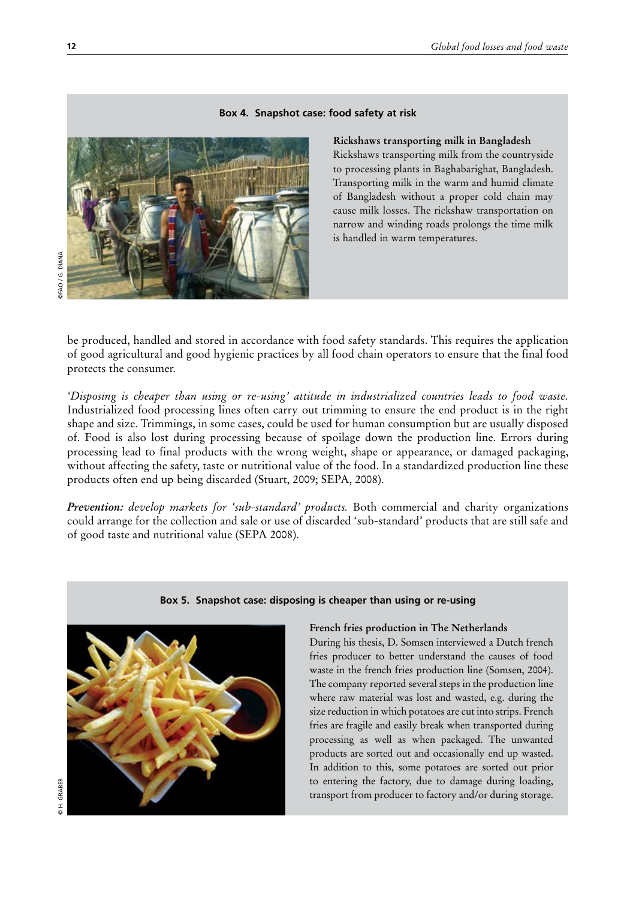**Box 4. Snapshot case: food safety at risk**

**Rickshaws transporting milk in Bangladesh**

Rickshaws transporting milk from the countryside to processing plants in Baghabarighat, Bangladesh. Transporting milk in the warm and humid climate of Bangladesh without a proper cold chain may cause milk losses. The rickshaw transportation on narrow and winding roads prolongs the time milk is handled in warm temperatures.

©FAO / G. DIANA

be produced, handled and stored in accordance with food safety standards. This requires the application of good agricultural and good hygienic practices by all food chain operators to ensure that the final food protects the consumer.

*'Disposing is cheaper than using or re-using' attitude in industrialized countries leads to food waste.* Industrialized food processing lines often carry out trimming to ensure the end product is in the right shape and size. Trimmings, in some cases, could be used for human consumption but are usually disposed of. Food is also lost during processing because of spoilage down the production line. Errors during processing lead to final products with the wrong weight, shape or appearance, or damaged packaging, without affecting the safety, taste or nutritional value of the food. In a standardized production line these products often end up being discarded (Stuart, 2009; SEPA, 2008).

***Prevention:*** *develop markets for 'sub-standard' products.* Both commercial and charity organizations could arrange for the collection and sale or use of discarded 'sub-standard' products that are still safe and of good taste and nutritional value (SEPA 2008).

**Box 5. Snapshot case: disposing is cheaper than using or re-using**

**French fries production in The Netherlands**

During his thesis, D. Somsen interviewed a Dutch french fries producer to better understand the causes of food waste in the french fries production line (Somsen, 2004). The company reported several steps in the production line where raw material was lost and wasted, e.g. during the size reduction in which potatoes are cut into strips. French fries are fragile and easily break when transported during processing as well as when packaged. The unwanted products are sorted out and occasionally end up wasted. In addition to this, some potatoes are sorted out prior to entering the factory, due to damage during loading, transport from producer to factory and/or during storage.

© H. GRABER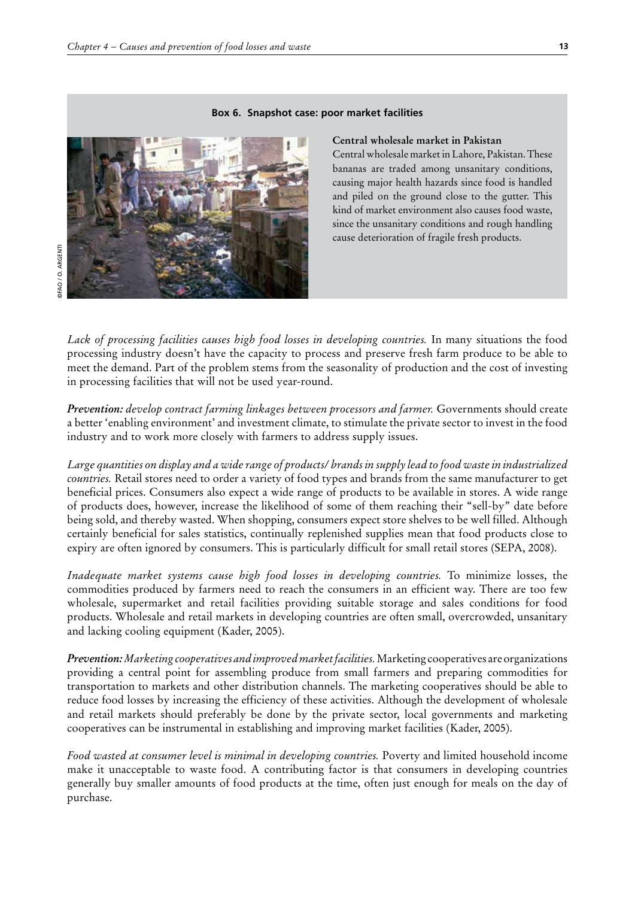**Box 6. Snapshot case: poor market facilities**

©FAO / O. ARGENTI

**Central wholesale market in Pakistan**

Central wholesale market in Lahore, Pakistan. These bananas are traded among unsanitary conditions, causing major health hazards since food is handled and piled on the ground close to the gutter. This kind of market environment also causes food waste, since the unsanitary conditions and rough handling cause deterioration of fragile fresh products.

*Lack of processing facilities causes high food losses in developing countries.* In many situations the food processing industry doesn't have the capacity to process and preserve fresh farm produce to be able to meet the demand. Part of the problem stems from the seasonality of production and the cost of investing in processing facilities that will not be used year-round.

***Prevention:*** *develop contract farming linkages between processors and farmer.* Governments should create a better 'enabling environment' and investment climate, to stimulate the private sector to invest in the food industry and to work more closely with farmers to address supply issues.

*Large quantities on display and a wide range of products/ brands in supply lead to food waste in industrialized countries.* Retail stores need to order a variety of food types and brands from the same manufacturer to get beneficial prices. Consumers also expect a wide range of products to be available in stores. A wide range of products does, however, increase the likelihood of some of them reaching their "sell-by" date before being sold, and thereby wasted. When shopping, consumers expect store shelves to be well filled. Although certainly beneficial for sales statistics, continually replenished supplies mean that food products close to expiry are often ignored by consumers. This is particularly difficult for small retail stores (SEPA, 2008).

*Inadequate market systems cause high food losses in developing countries.* To minimize losses, the commodities produced by farmers need to reach the consumers in an efficient way. There are too few wholesale, supermarket and retail facilities providing suitable storage and sales conditions for food products. Wholesale and retail markets in developing countries are often small, overcrowded, unsanitary and lacking cooling equipment (Kader, 2005).

***Prevention:*** *Marketing cooperatives and improved market facilities.* Marketing cooperatives are organizations providing a central point for assembling produce from small farmers and preparing commodities for transportation to markets and other distribution channels. The marketing cooperatives should be able to reduce food losses by increasing the efficiency of these activities. Although the development of wholesale and retail markets should preferably be done by the private sector, local governments and marketing cooperatives can be instrumental in establishing and improving market facilities (Kader, 2005).

*Food wasted at consumer level is minimal in developing countries.* Poverty and limited household income make it unacceptable to waste food. A contributing factor is that consumers in developing countries generally buy smaller amounts of food products at the time, often just enough for meals on the day of purchase.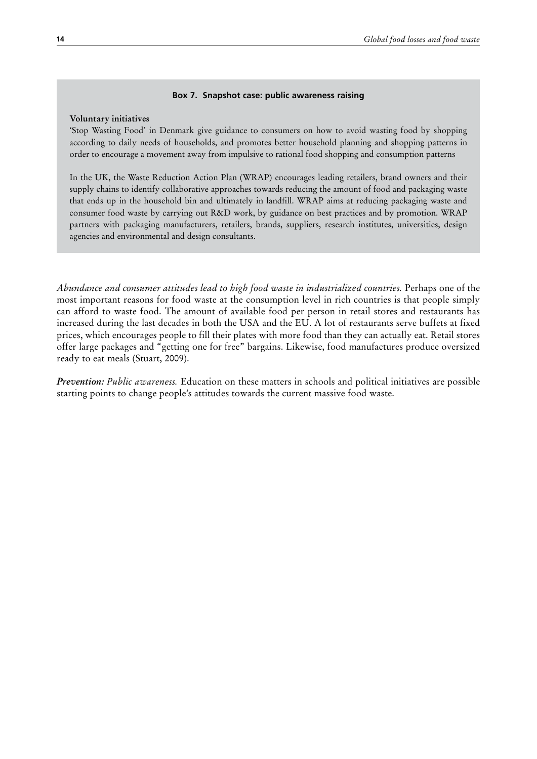**Box 7. Snapshot case: public awareness raising**

**Voluntary initiatives**

'Stop Wasting Food' in Denmark give guidance to consumers on how to avoid wasting food by shopping according to daily needs of households, and promotes better household planning and shopping patterns in order to encourage a movement away from impulsive to rational food shopping and consumption patterns

In the UK, the Waste Reduction Action Plan (WRAP) encourages leading retailers, brand owners and their supply chains to identify collaborative approaches towards reducing the amount of food and packaging waste that ends up in the household bin and ultimately in landfill. WRAP aims at reducing packaging waste and consumer food waste by carrying out R&D work, by guidance on best practices and by promotion. WRAP partners with packaging manufacturers, retailers, brands, suppliers, research institutes, universities, design agencies and environmental and design consultants.

*Abundance and consumer attitudes lead to high food waste in industrialized countries.* Perhaps one of the most important reasons for food waste at the consumption level in rich countries is that people simply can afford to waste food. The amount of available food per person in retail stores and restaurants has increased during the last decades in both the USA and the EU. A lot of restaurants serve buffets at fixed prices, which encourages people to fill their plates with more food than they can actually eat. Retail stores offer large packages and "getting one for free" bargains. Likewise, food manufactures produce oversized ready to eat meals (Stuart, 2009).

***Prevention:** Public awareness.* Education on these matters in schools and political initiatives are possible starting points to change people's attitudes towards the current massive food waste.